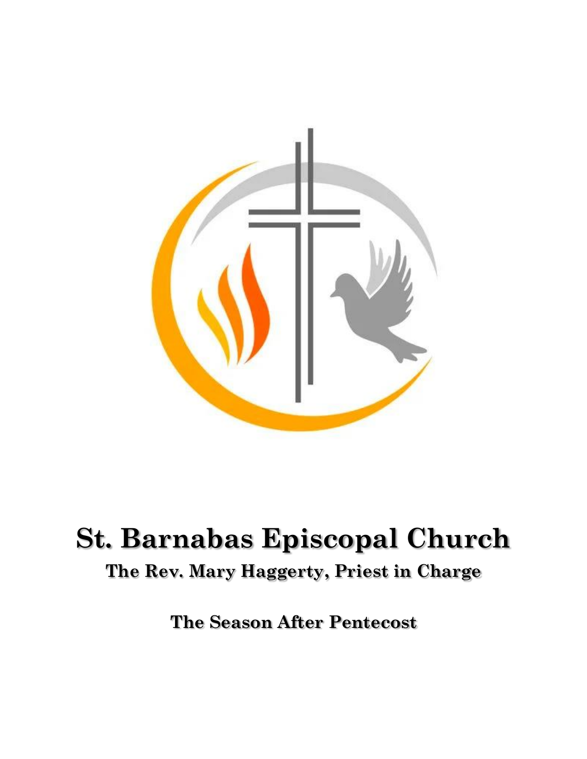# St. Barnabas Episcopal Church

## The Rev. Mary Haggerty, Priest in Charge

### The Season After Pentecost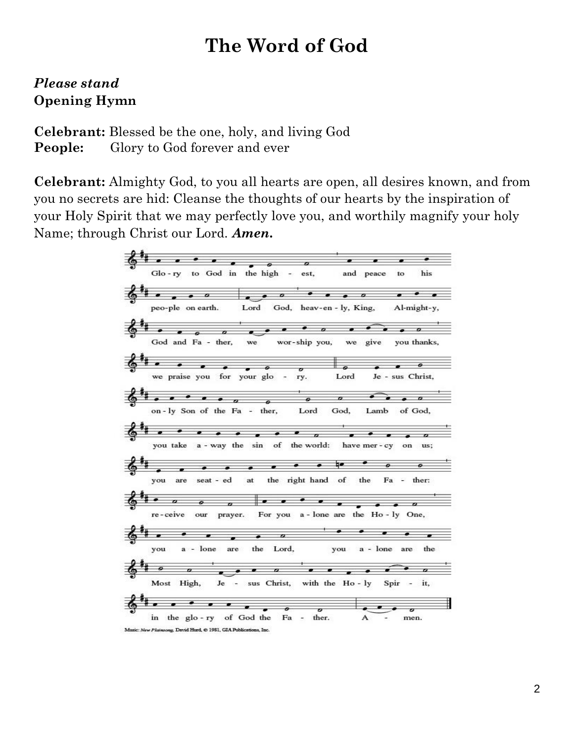# The Word of God

***Please stand***
**Opening Hymn**

**Celebrant:** Blessed be the one, holy, and living God
**People:** Glory to God forever and ever

**Celebrant:** Almighty God, to you all hearts are open, all desires known, and from you no secrets are hid: Cleanse the thoughts of our hearts by the inspiration of your Holy Spirit that we may perfectly love you, and worthily magnify your holy Name; through Christ our Lord. ***Amen.***

Glo-ry to God in the high-est, and peace to his peo-ple on earth. Lord God, heav-en-ly, King, Al-might-y, God and Fa-ther, we wor-ship you, we give you thanks, we praise you for your glo-ry. Lord Je-sus Christ, on-ly Son of the Fa-ther, Lord God, Lamb of God, you take a-way the sin of the world: have mer-cy on us; you are seat-ed at the right hand of the Fa-ther: re-ceive our prayer. For you a-lone are the Ho-ly One, you a-lone are the Lord, you a-lone are the Most High, Je-sus Christ, with the Ho-ly Spir-it, in the glo-ry of God the Fa-ther. A-men.

Music: *New Plainsong*, David Hurd, © 1981, GIA Publications, Inc.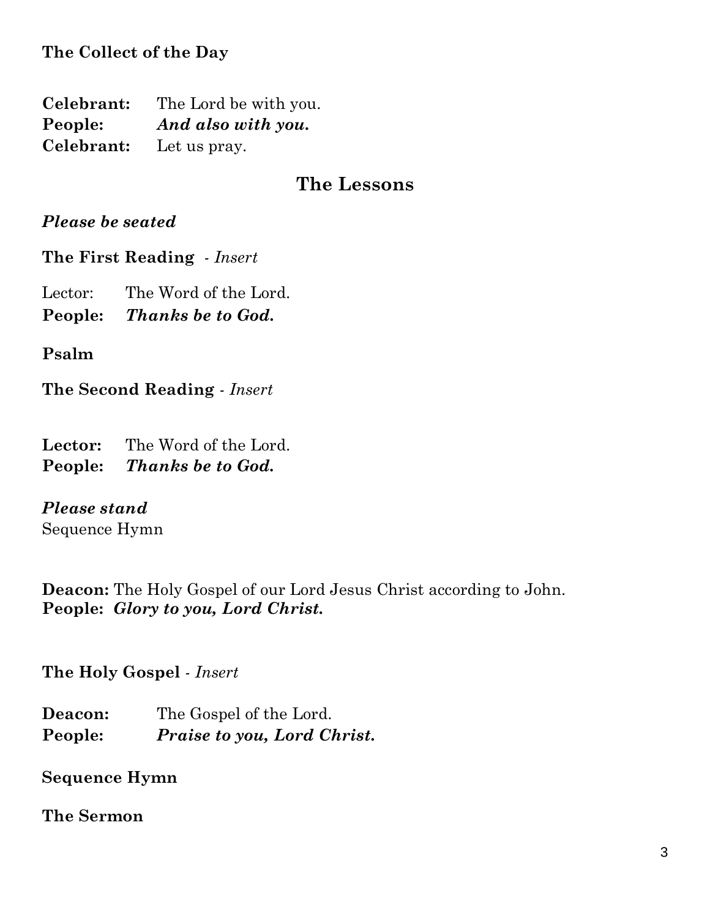**The Collect of the Day**

**Celebrant:** The Lord be with you.
**People:** ***And also with you.***
**Celebrant:** Let us pray.

## The Lessons

***Please be seated***

**The First Reading** - *Insert*

Lector: The Word of the Lord.
**People:** ***Thanks be to God.***

**Psalm**

**The Second Reading** - *Insert*

**Lector:** The Word of the Lord.
**People:** ***Thanks be to God.***

***Please stand***
Sequence Hymn

**Deacon:** The Holy Gospel of our Lord Jesus Christ according to John.
**People:** ***Glory to you, Lord Christ.***

**The Holy Gospel** - *Insert*

**Deacon:** The Gospel of the Lord.
**People:** ***Praise to you, Lord Christ.***

**Sequence Hymn**

**The Sermon**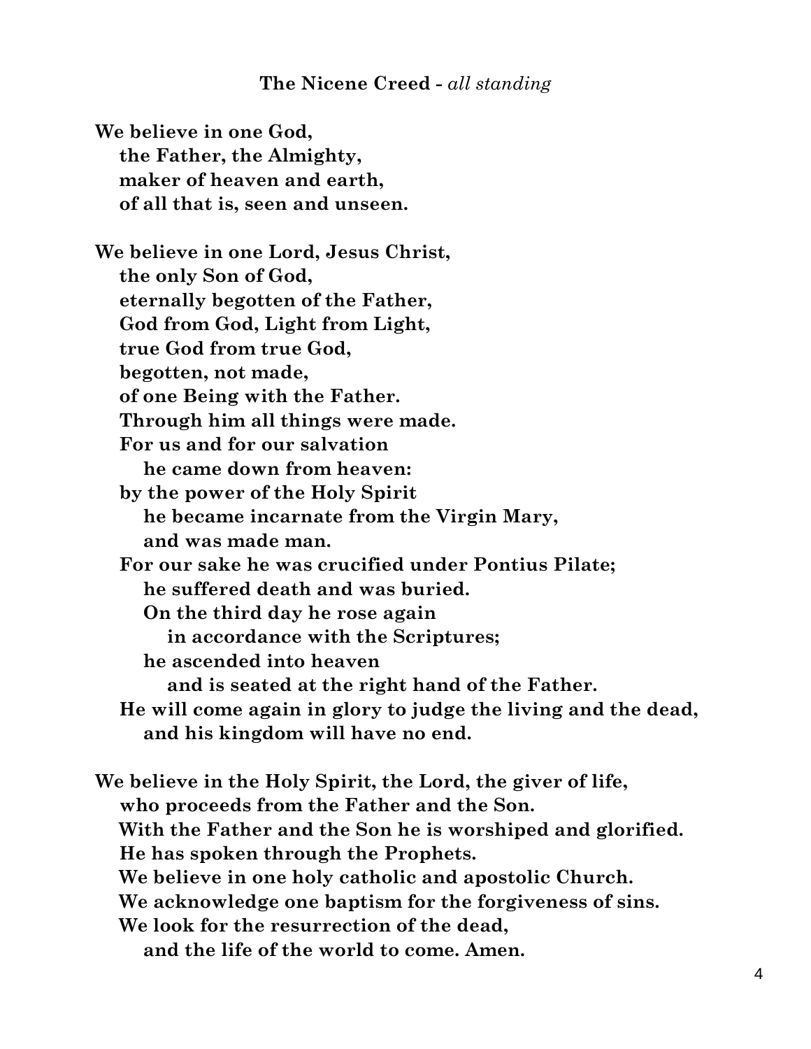## The Nicene Creed - *all standing*

**We believe in one God,**
**the Father, the Almighty,**
**maker of heaven and earth,**
**of all that is, seen and unseen.**

**We believe in one Lord, Jesus Christ,**
**the only Son of God,**
**eternally begotten of the Father,**
**God from God, Light from Light,**
**true God from true God,**
**begotten, not made,**
**of one Being with the Father.**
**Through him all things were made.**
**For us and for our salvation**
**he came down from heaven:**
**by the power of the Holy Spirit**
**he became incarnate from the Virgin Mary,**
**and was made man.**
**For our sake he was crucified under Pontius Pilate;**
**he suffered death and was buried.**
**On the third day he rose again**
**in accordance with the Scriptures;**
**he ascended into heaven**
**and is seated at the right hand of the Father.**
**He will come again in glory to judge the living and the dead,**
**and his kingdom will have no end.**

**We believe in the Holy Spirit, the Lord, the giver of life,**
**who proceeds from the Father and the Son.**
**With the Father and the Son he is worshiped and glorified.**
**He has spoken through the Prophets.**
**We believe in one holy catholic and apostolic Church.**
**We acknowledge one baptism for the forgiveness of sins.**
**We look for the resurrection of the dead,**
**and the life of the world to come. Amen.**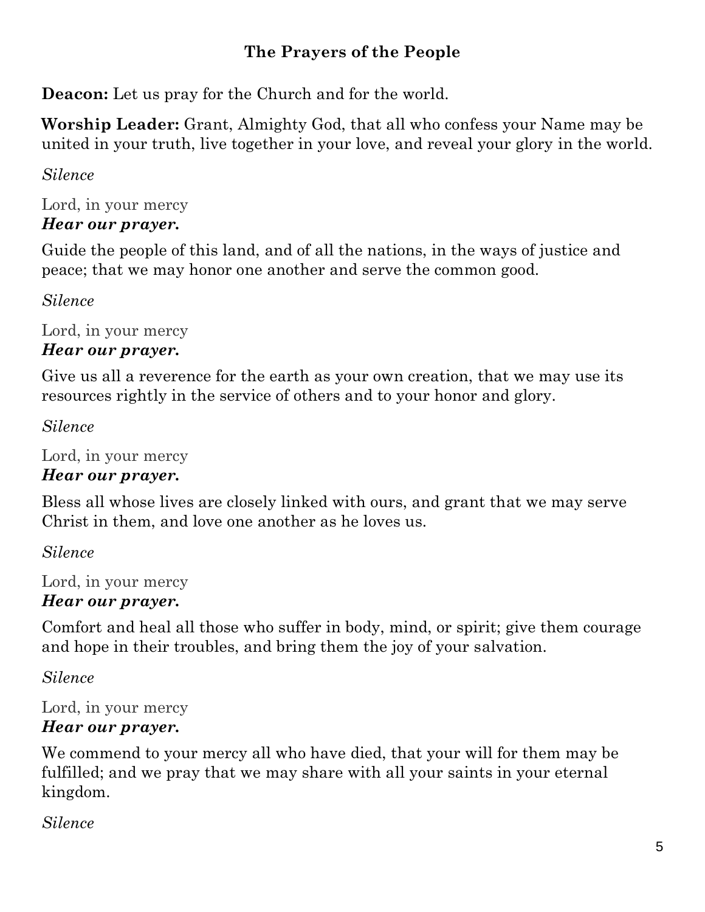## The Prayers of the People

**Deacon:** Let us pray for the Church and for the world.

**Worship Leader:** Grant, Almighty God, that all who confess your Name may be united in your truth, live together in your love, and reveal your glory in the world.

*Silence*

Lord, in your mercy
***Hear our prayer.***

Guide the people of this land, and of all the nations, in the ways of justice and peace; that we may honor one another and serve the common good.

*Silence*

Lord, in your mercy
***Hear our prayer.***

Give us all a reverence for the earth as your own creation, that we may use its resources rightly in the service of others and to your honor and glory.

*Silence*

Lord, in your mercy
***Hear our prayer.***

Bless all whose lives are closely linked with ours, and grant that we may serve Christ in them, and love one another as he loves us.

*Silence*

Lord, in your mercy
***Hear our prayer.***

Comfort and heal all those who suffer in body, mind, or spirit; give them courage and hope in their troubles, and bring them the joy of your salvation.

*Silence*

Lord, in your mercy
***Hear our prayer.***

We commend to your mercy all who have died, that your will for them may be fulfilled; and we pray that we may share with all your saints in your eternal kingdom.

*Silence*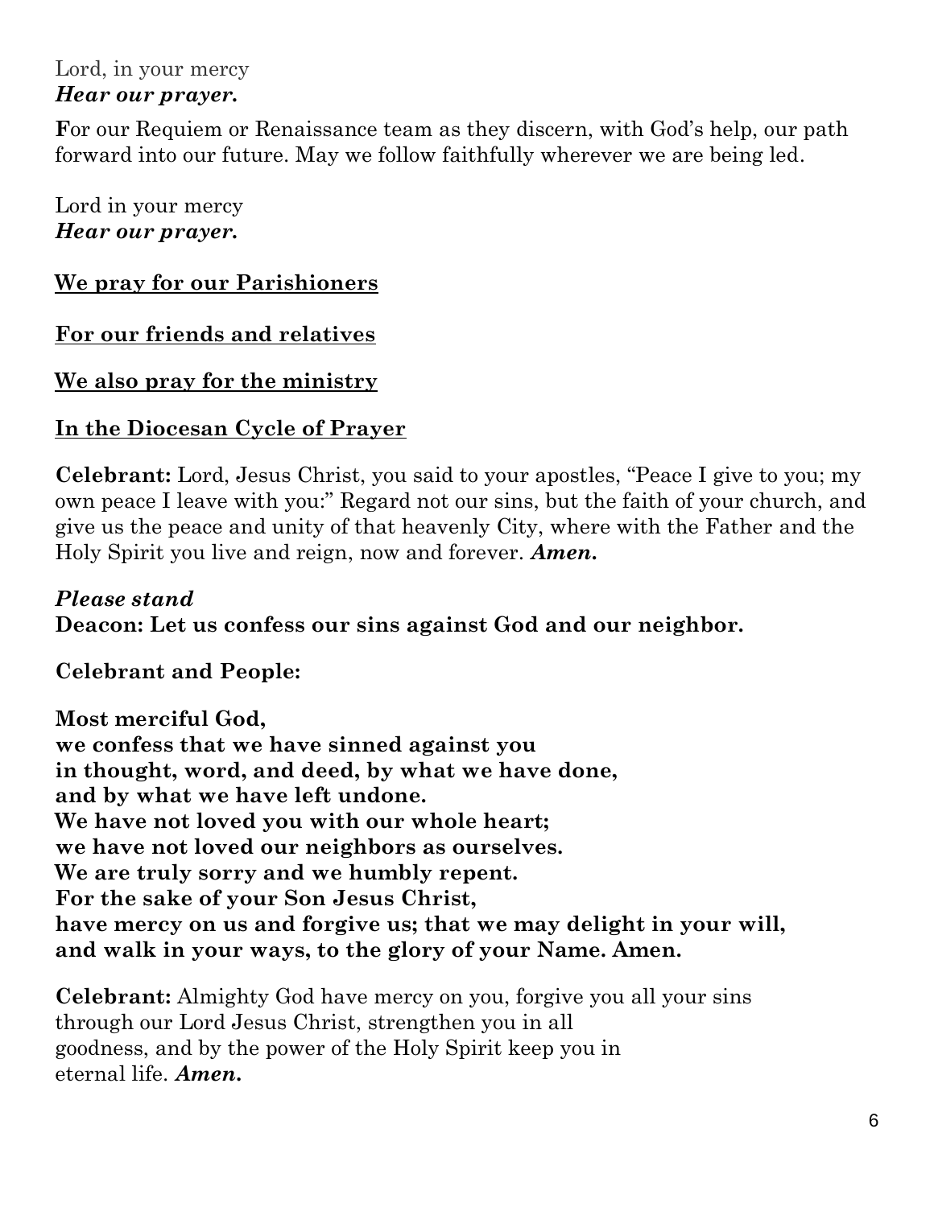Lord, in your mercy
***Hear our prayer.***

**F**or our Requiem or Renaissance team as they discern, with God's help, our path forward into our future. May we follow faithfully wherever we are being led.

Lord in your mercy
***Hear our prayer.***

<u>**We pray for our Parishioners**</u>

<u>**For our friends and relatives**</u>

<u>**We also pray for the ministry**</u>

<u>**In the Diocesan Cycle of Prayer**</u>

**Celebrant:** Lord, Jesus Christ, you said to your apostles, "Peace I give to you; my own peace I leave with you:" Regard not our sins, but the faith of your church, and give us the peace and unity of that heavenly City, where with the Father and the Holy Spirit you live and reign, now and forever. ***Amen.***

***Please stand***
**Deacon: Let us confess our sins against God and our neighbor.**

**Celebrant and People:**

**Most merciful God,**
**we confess that we have sinned against you**
**in thought, word, and deed, by what we have done,**
**and by what we have left undone.**
**We have not loved you with our whole heart;**
**we have not loved our neighbors as ourselves.**
**We are truly sorry and we humbly repent.**
**For the sake of your Son Jesus Christ,**
**have mercy on us and forgive us; that we may delight in your will,**
**and walk in your ways, to the glory of your Name. Amen.**

**Celebrant:** Almighty God have mercy on you, forgive you all your sins through our Lord Jesus Christ, strengthen you in all goodness, and by the power of the Holy Spirit keep you in eternal life. ***Amen.***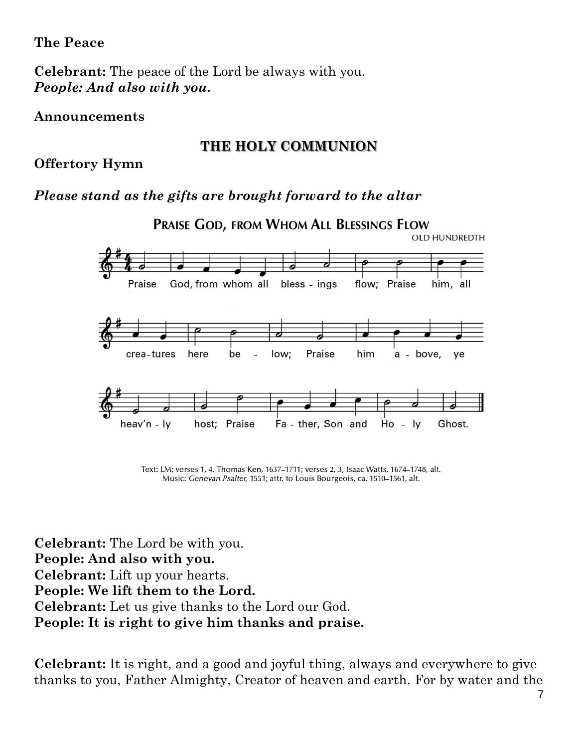**The Peace**

**Celebrant:** The peace of the Lord be always with you.
***People: And also with you.***

**Announcements**

## THE HOLY COMMUNION

**Offertory Hymn**

***Please stand as the gifts are brought forward to the altar***

**PRAISE GOD, FROM WHOM ALL BLESSINGS FLOW**

OLD HUNDREDTH

Praise God, from whom all bless - ings flow; Praise him, all crea - tures here be - low; Praise him a - bove, ye heav'n - ly host; Praise Fa - ther, Son and Ho - ly Ghost.

Text: LM; verses 1, 4, Thomas Ken, 1637–1711; verses 2, 3, Isaac Watts, 1674–1748, alt.
Music: *Genevan Psalter,* 1551; attr. to Louis Bourgeois, ca. 1510–1561, alt.

**Celebrant:** The Lord be with you.
**People: And also with you.**
**Celebrant:** Lift up your hearts.
**People: We lift them to the Lord.**
**Celebrant:** Let us give thanks to the Lord our God.
**People: It is right to give him thanks and praise.**

**Celebrant:** It is right, and a good and joyful thing, always and everywhere to give thanks to you, Father Almighty, Creator of heaven and earth. For by water and the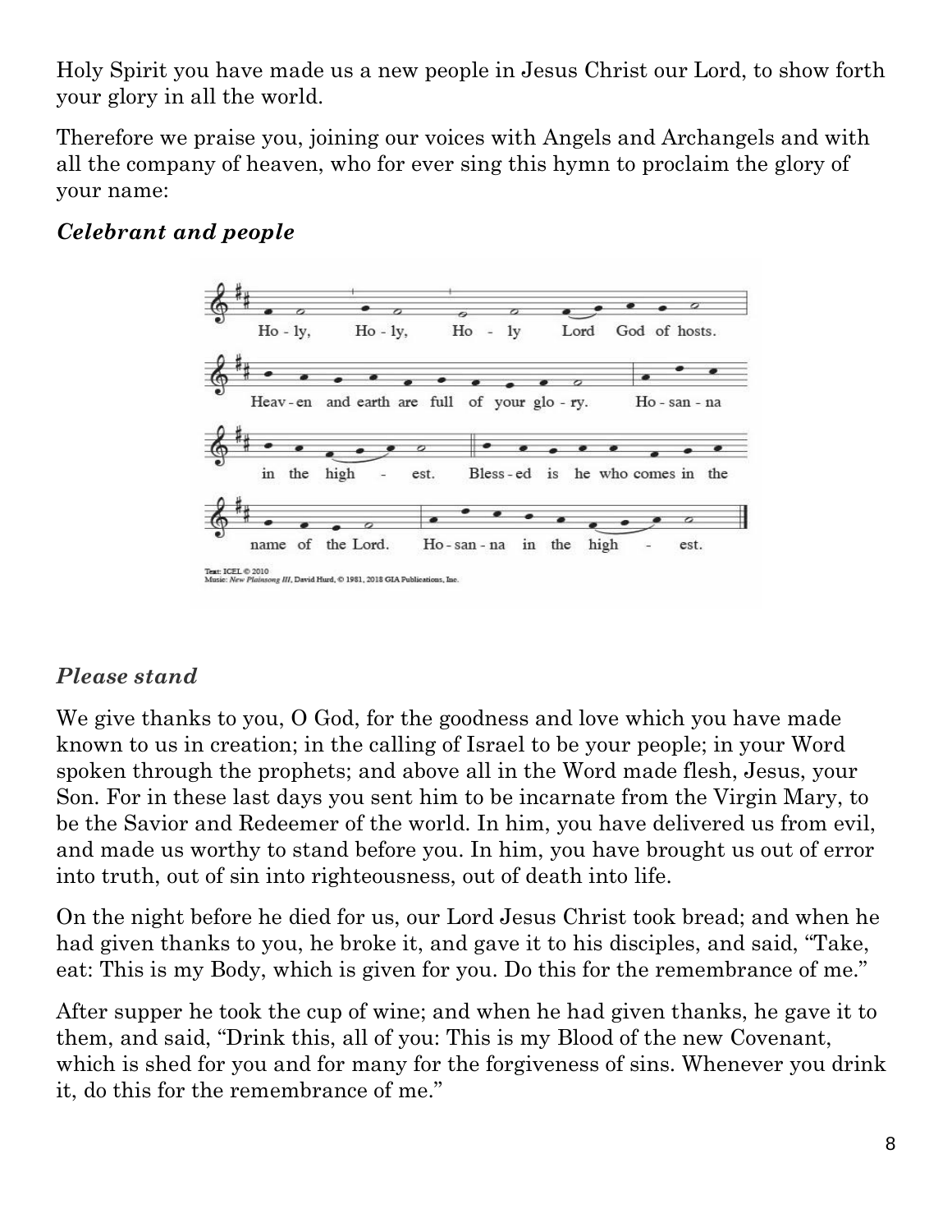Holy Spirit you have made us a new people in Jesus Christ our Lord, to show forth your glory in all the world.

Therefore we praise you, joining our voices with Angels and Archangels and with all the company of heaven, who for ever sing this hymn to proclaim the glory of your name:

***Celebrant and people***

Ho - ly, Ho - ly, Ho - ly Lord God of hosts.
Heav - en and earth are full of your glo - ry. Ho - san - na
in the high - est. Bless - ed is he who comes in the
name of the Lord. Ho - san - na in the high - est.

Text: ICEL © 2010
Music: *New Plainsong III*, David Hurd, © 1981, 2018 GIA Publications, Inc.

***Please stand***

We give thanks to you, O God, for the goodness and love which you have made known to us in creation; in the calling of Israel to be your people; in your Word spoken through the prophets; and above all in the Word made flesh, Jesus, your Son. For in these last days you sent him to be incarnate from the Virgin Mary, to be the Savior and Redeemer of the world. In him, you have delivered us from evil, and made us worthy to stand before you. In him, you have brought us out of error into truth, out of sin into righteousness, out of death into life.

On the night before he died for us, our Lord Jesus Christ took bread; and when he had given thanks to you, he broke it, and gave it to his disciples, and said, "Take, eat: This is my Body, which is given for you. Do this for the remembrance of me."

After supper he took the cup of wine; and when he had given thanks, he gave it to them, and said, "Drink this, all of you: This is my Blood of the new Covenant, which is shed for you and for many for the forgiveness of sins. Whenever you drink it, do this for the remembrance of me."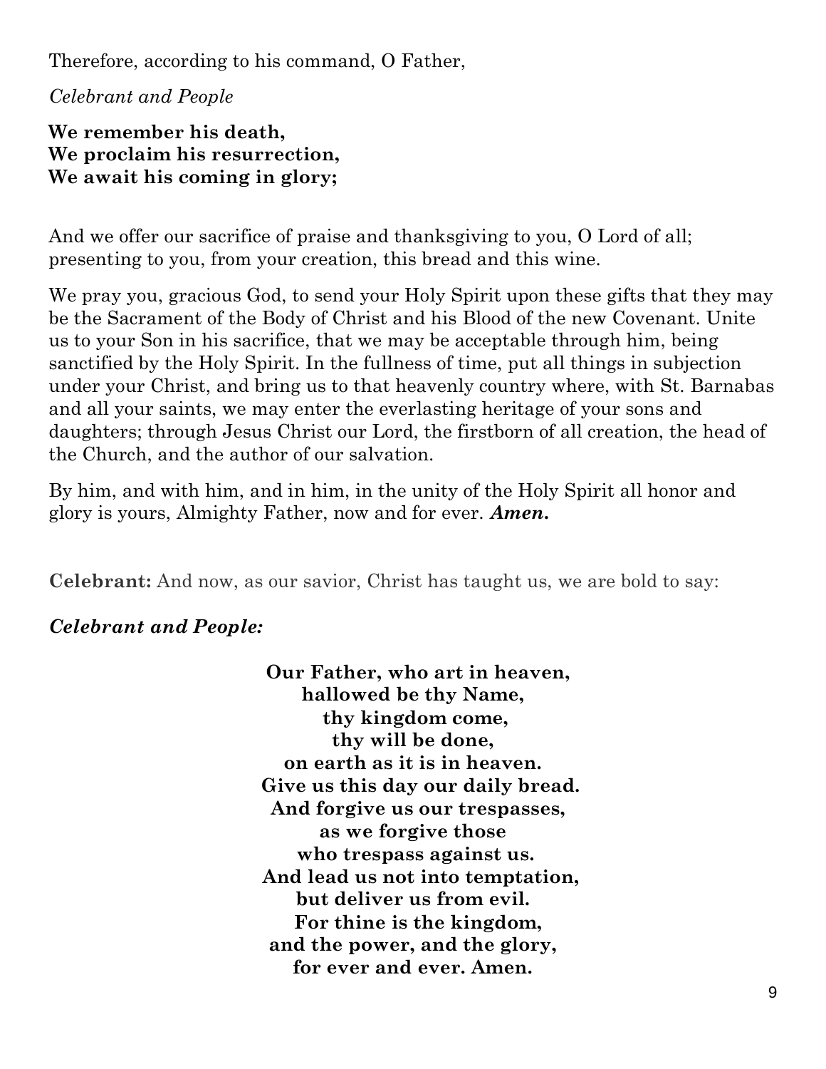Therefore, according to his command, O Father,

*Celebrant and People*

**We remember his death,**
**We proclaim his resurrection,**
**We await his coming in glory;**

And we offer our sacrifice of praise and thanksgiving to you, O Lord of all; presenting to you, from your creation, this bread and this wine.

We pray you, gracious God, to send your Holy Spirit upon these gifts that they may be the Sacrament of the Body of Christ and his Blood of the new Covenant. Unite us to your Son in his sacrifice, that we may be acceptable through him, being sanctified by the Holy Spirit. In the fullness of time, put all things in subjection under your Christ, and bring us to that heavenly country where, with St. Barnabas and all your saints, we may enter the everlasting heritage of your sons and daughters; through Jesus Christ our Lord, the firstborn of all creation, the head of the Church, and the author of our salvation.

By him, and with him, and in him, in the unity of the Holy Spirit all honor and glory is yours, Almighty Father, now and for ever. ***Amen.***

**Celebrant:** And now, as our savior, Christ has taught us, we are bold to say:

***Celebrant and People:***

**Our Father, who art in heaven,**
**hallowed be thy Name,**
**thy kingdom come,**
**thy will be done,**
**on earth as it is in heaven.**
**Give us this day our daily bread.**
**And forgive us our trespasses,**
**as we forgive those**
**who trespass against us.**
**And lead us not into temptation,**
**but deliver us from evil.**
**For thine is the kingdom,**
**and the power, and the glory,**
**for ever and ever. Amen.**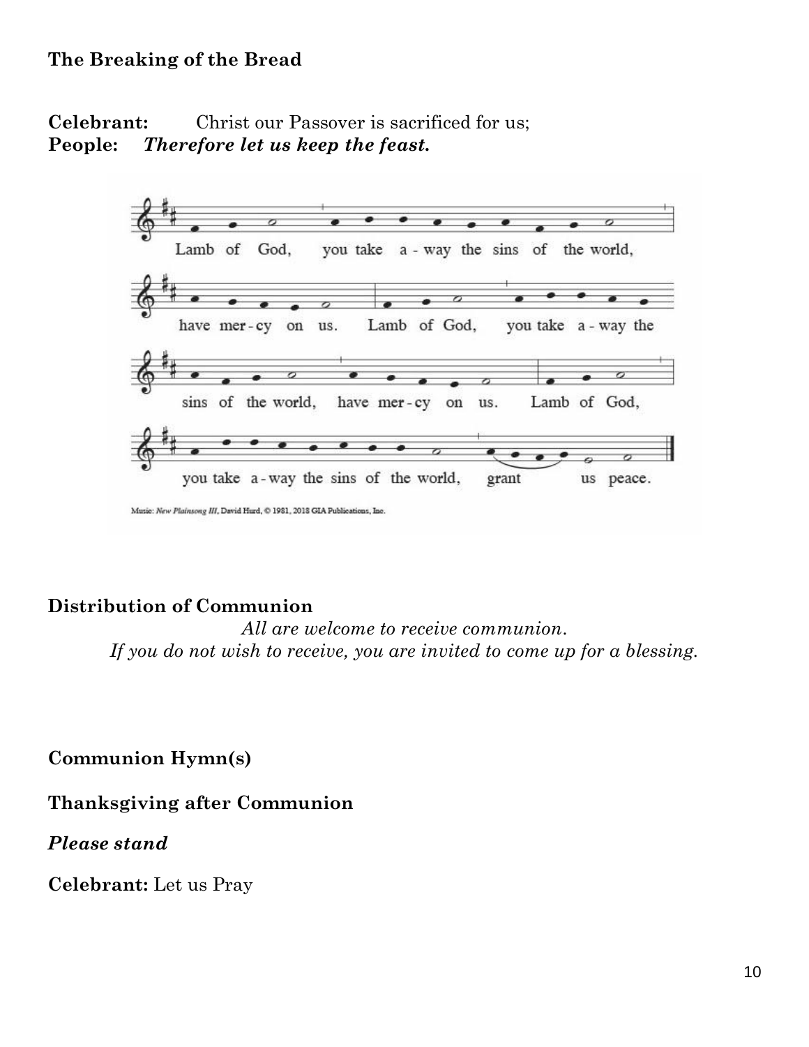**The Breaking of the Bread**

**Celebrant:** Christ our Passover is sacrificed for us;
**People:** ***Therefore let us keep the feast.***

Lamb of God, you take a - way the sins of the world, have mer - cy on us. Lamb of God, you take a - way the sins of the world, have mer - cy on us. Lamb of God, you take a - way the sins of the world, grant us peace.

Music: *New Plainsong III*, David Hurd, © 1981, 2018 GIA Publications, Inc.

**Distribution of Communion**

*All are welcome to receive communion.*
*If you do not wish to receive, you are invited to come up for a blessing.*

**Communion Hymn(s)**

**Thanksgiving after Communion**

***Please stand***

**Celebrant:** Let us Pray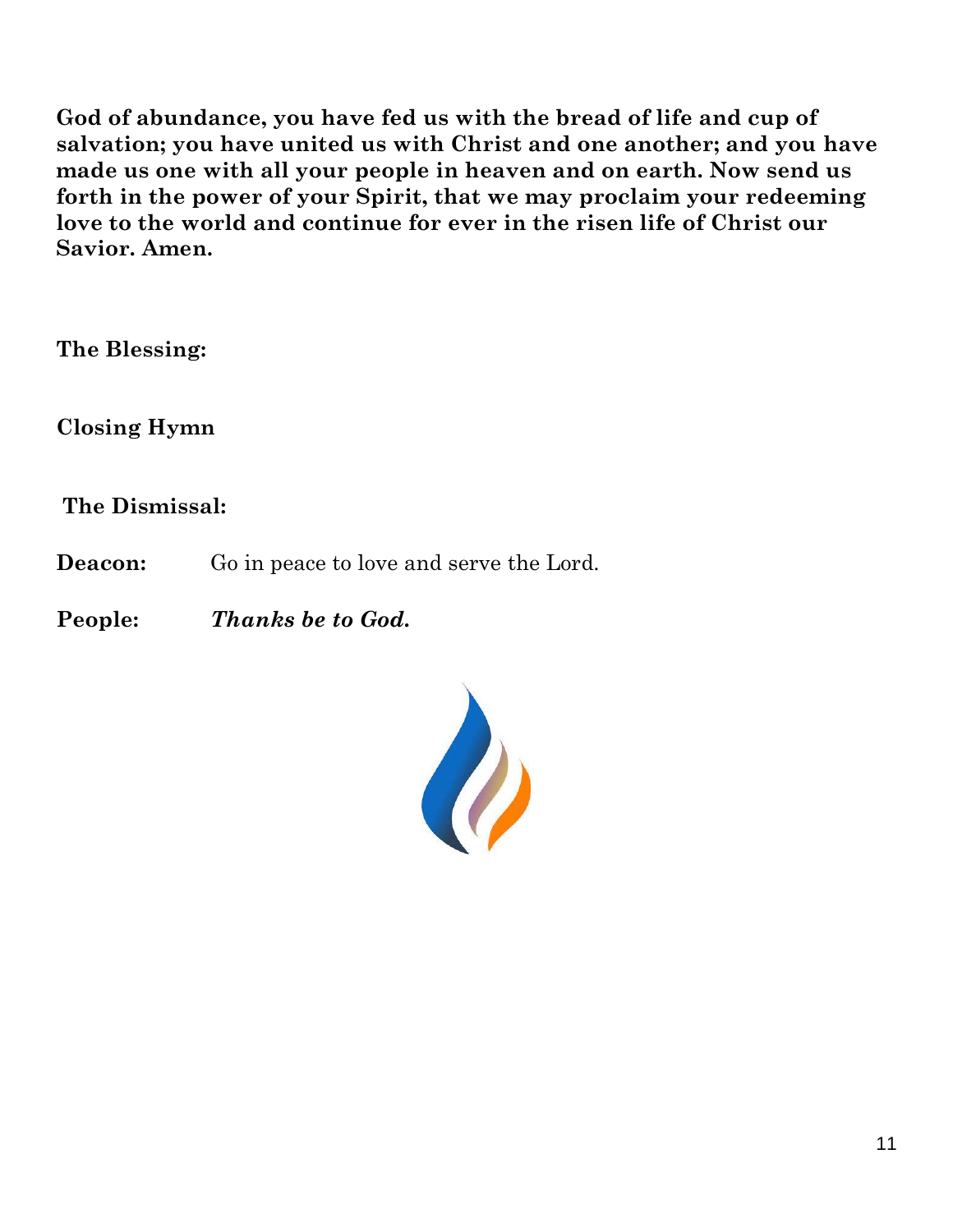**God of abundance, you have fed us with the bread of life and cup of salvation; you have united us with Christ and one another; and you have made us one with all your people in heaven and on earth. Now send us forth in the power of your Spirit, that we may proclaim your redeeming love to the world and continue for ever in the risen life of Christ our Savior. Amen.**

**The Blessing:**

**Closing Hymn**

**The Dismissal:**

**Deacon:** Go in peace to love and serve the Lord.

**People:** ***Thanks be to God.***